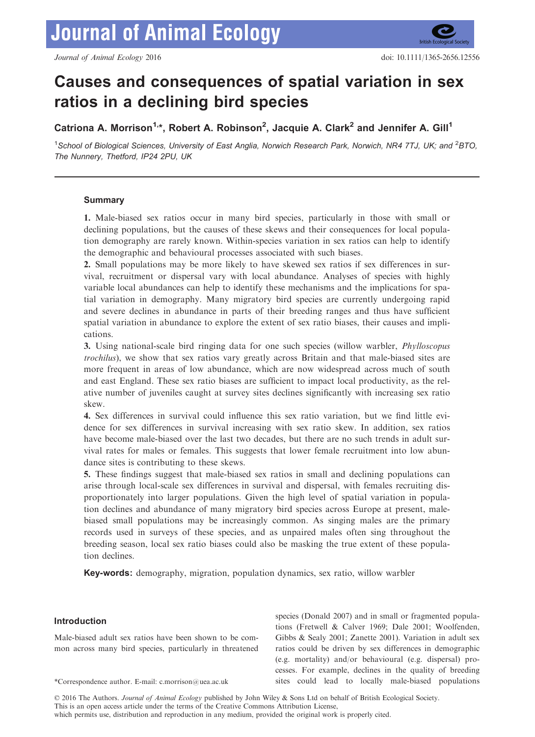# Causes and consequences of spatial variation in sex ratios in a declining bird species

**Catriona A. Morrison[1,*], Robert A. Robinson[2], Jacquie A. Clark[2] and Jennifer A. Gill[1]**

[1]*School of Biological Sciences, University of East Anglia, Norwich Research Park, Norwich, NR4 7TJ, UK; and* [2]*BTO, The Nunnery, Thetford, IP24 2PU, UK*

## Summary

**1.** Male-biased sex ratios occur in many bird species, particularly in those with small or declining populations, but the causes of these skews and their consequences for local population demography are rarely known. Within-species variation in sex ratios can help to identify the demographic and behavioural processes associated with such biases.

**2.** Small populations may be more likely to have skewed sex ratios if sex differences in survival, recruitment or dispersal vary with local abundance. Analyses of species with highly variable local abundances can help to identify these mechanisms and the implications for spatial variation in demography. Many migratory bird species are currently undergoing rapid and severe declines in abundance in parts of their breeding ranges and thus have sufficient spatial variation in abundance to explore the extent of sex ratio biases, their causes and implications.

**3.** Using national-scale bird ringing data for one such species (willow warbler, *Phylloscopus trochilus*), we show that sex ratios vary greatly across Britain and that male-biased sites are more frequent in areas of low abundance, which are now widespread across much of south and east England. These sex ratio biases are sufficient to impact local productivity, as the relative number of juveniles caught at survey sites declines significantly with increasing sex ratio skew.

**4.** Sex differences in survival could influence this sex ratio variation, but we find little evidence for sex differences in survival increasing with sex ratio skew. In addition, sex ratios have become male-biased over the last two decades, but there are no such trends in adult survival rates for males or females. This suggests that lower female recruitment into low abundance sites is contributing to these skews.

**5.** These findings suggest that male-biased sex ratios in small and declining populations can arise through local-scale sex differences in survival and dispersal, with females recruiting disproportionately into larger populations. Given the high level of spatial variation in population declines and abundance of many migratory bird species across Europe at present, male-biased small populations may be increasingly common. As singing males are the primary records used in surveys of these species, and as unpaired males often sing throughout the breeding season, local sex ratio biases could also be masking the true extent of these population declines.

**Key-words:** demography, migration, population dynamics, sex ratio, willow warbler

## Introduction

Male-biased adult sex ratios have been shown to be common across many bird species, particularly in threatened species (Donald 2007) and in small or fragmented populations (Fretwell & Calver 1969; Dale 2001; Woolfenden, Gibbs & Sealy 2001; Zanette 2001). Variation in adult sex ratios could be driven by sex differences in demographic (e.g. mortality) and/or behavioural (e.g. dispersal) processes. For example, declines in the quality of breeding sites could lead to locally male-biased populations

*Correspondence author. E-mail: c.morrison@uea.ac.uk

© 2016 The Authors. *Journal of Animal Ecology* published by John Wiley & Sons Ltd on behalf of British Ecological Society. This is an open access article under the terms of the Creative Commons Attribution License, which permits use, distribution and reproduction in any medium, provided the original work is properly cited.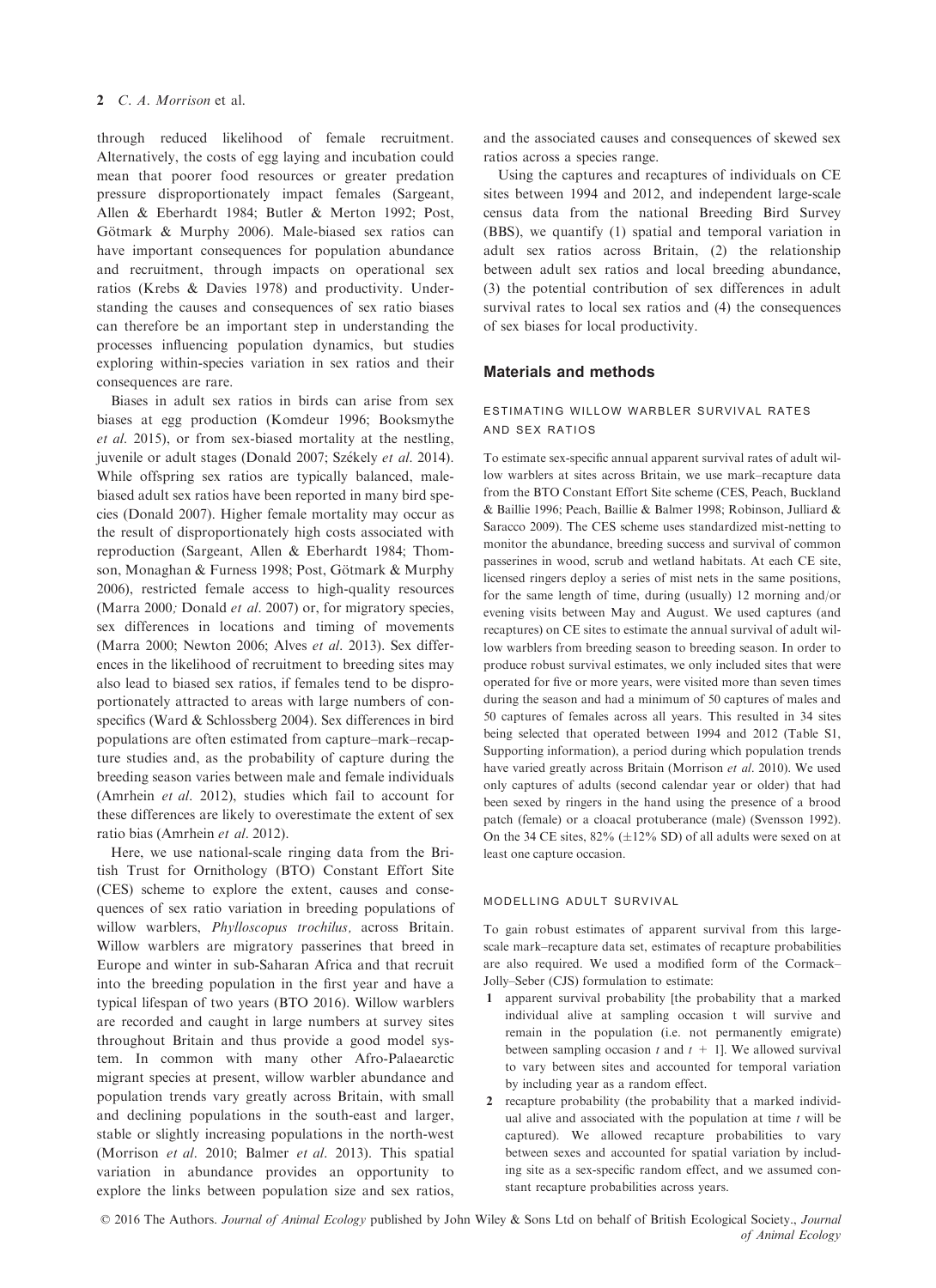through reduced likelihood of female recruitment. Alternatively, the costs of egg laying and incubation could mean that poorer food resources or greater predation pressure disproportionately impact females (Sargeant, Allen & Eberhardt 1984; Butler & Merton 1992; Post, Götmark & Murphy 2006). Male-biased sex ratios can have important consequences for population abundance and recruitment, through impacts on operational sex ratios (Krebs & Davies 1978) and productivity. Understanding the causes and consequences of sex ratio biases can therefore be an important step in understanding the processes influencing population dynamics, but studies exploring within-species variation in sex ratios and their consequences are rare.

Biases in adult sex ratios in birds can arise from sex biases at egg production (Komdeur 1996; Booksmythe *et al.* 2015), or from sex-biased mortality at the nestling, juvenile or adult stages (Donald 2007; Székely *et al.* 2014). While offspring sex ratios are typically balanced, male-biased adult sex ratios have been reported in many bird species (Donald 2007). Higher female mortality may occur as the result of disproportionately high costs associated with reproduction (Sargeant, Allen & Eberhardt 1984; Thomson, Monaghan & Furness 1998; Post, Götmark & Murphy 2006), restricted female access to high-quality resources (Marra 2000; Donald *et al.* 2007) or, for migratory species, sex differences in locations and timing of movements (Marra 2000; Newton 2006; Alves *et al.* 2013). Sex differences in the likelihood of recruitment to breeding sites may also lead to biased sex ratios, if females tend to be disproportionately attracted to areas with large numbers of conspecifics (Ward & Schlossberg 2004). Sex differences in bird populations are often estimated from capture–mark–recapture studies and, as the probability of capture during the breeding season varies between male and female individuals (Amrhein *et al.* 2012), studies which fail to account for these differences are likely to overestimate the extent of sex ratio bias (Amrhein *et al.* 2012).

Here, we use national-scale ringing data from the British Trust for Ornithology (BTO) Constant Effort Site (CES) scheme to explore the extent, causes and consequences of sex ratio variation in breeding populations of willow warblers, *Phylloscopus trochilus,* across Britain. Willow warblers are migratory passerines that breed in Europe and winter in sub-Saharan Africa and that recruit into the breeding population in the first year and have a typical lifespan of two years (BTO 2016). Willow warblers are recorded and caught in large numbers at survey sites throughout Britain and thus provide a good model system. In common with many other Afro-Palaearctic migrant species at present, willow warbler abundance and population trends vary greatly across Britain, with small and declining populations in the south-east and larger, stable or slightly increasing populations in the north-west (Morrison *et al.* 2010; Balmer *et al.* 2013). This spatial variation in abundance provides an opportunity to explore the links between population size and sex ratios, and the associated causes and consequences of skewed sex ratios across a species range.

Using the captures and recaptures of individuals on CE sites between 1994 and 2012, and independent large-scale census data from the national Breeding Bird Survey (BBS), we quantify (1) spatial and temporal variation in adult sex ratios across Britain, (2) the relationship between adult sex ratios and local breeding abundance, (3) the potential contribution of sex differences in adult survival rates to local sex ratios and (4) the consequences of sex biases for local productivity.

## Materials and methods

### ESTIMATING WILLOW WARBLER SURVIVAL RATES AND SEX RATIOS

To estimate sex-specific annual apparent survival rates of adult willow warblers at sites across Britain, we use mark–recapture data from the BTO Constant Effort Site scheme (CES, Peach, Buckland & Baillie 1996; Peach, Baillie & Balmer 1998; Robinson, Julliard & Saracco 2009). The CES scheme uses standardized mist-netting to monitor the abundance, breeding success and survival of common passerines in wood, scrub and wetland habitats. At each CE site, licensed ringers deploy a series of mist nets in the same positions, for the same length of time, during (usually) 12 morning and/or evening visits between May and August. We used captures (and recaptures) on CE sites to estimate the annual survival of adult willow warblers from breeding season to breeding season. In order to produce robust survival estimates, we only included sites that were operated for five or more years, were visited more than seven times during the season and had a minimum of 50 captures of males and 50 captures of females across all years. This resulted in 34 sites being selected that operated between 1994 and 2012 (Table S1, Supporting information), a period during which population trends have varied greatly across Britain (Morrison *et al.* 2010). We used only captures of adults (second calendar year or older) that had been sexed by ringers in the hand using the presence of a brood patch (female) or a cloacal protuberance (male) (Svensson 1992). On the 34 CE sites, 82% (±12% SD) of all adults were sexed on at least one capture occasion.

### MODELLING ADULT SURVIVAL

To gain robust estimates of apparent survival from this large-scale mark–recapture data set, estimates of recapture probabilities are also required. We used a modified form of the Cormack–Jolly–Seber (CJS) formulation to estimate:

1. apparent survival probability [the probability that a marked individual alive at sampling occasion t will survive and remain in the population (i.e. not permanently emigrate) between sampling occasion $t$ and $t + 1$]. We allowed survival to vary between sites and accounted for temporal variation by including year as a random effect.
2. recapture probability (the probability that a marked individual alive and associated with the population at time $t$ will be captured). We allowed recapture probabilities to vary between sexes and accounted for spatial variation by including site as a sex-specific random effect, and we assumed constant recapture probabilities across years.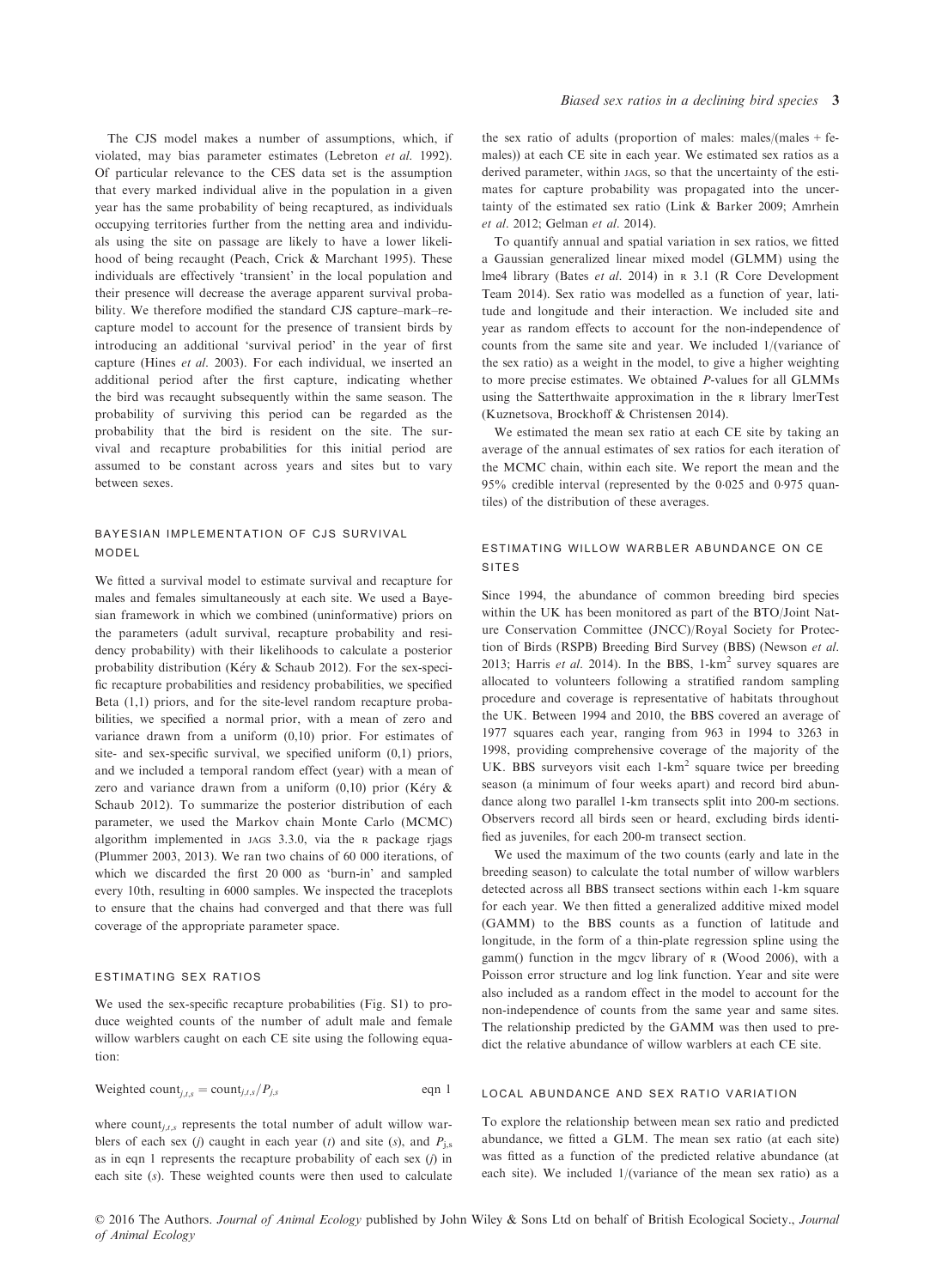The CJS model makes a number of assumptions, which, if violated, may bias parameter estimates (Lebreton *et al.* 1992). Of particular relevance to the CES data set is the assumption that every marked individual alive in the population in a given year has the same probability of being recaptured, as individuals occupying territories further from the netting area and individuals using the site on passage are likely to have a lower likelihood of being recaught (Peach, Crick & Marchant 1995). These individuals are effectively 'transient' in the local population and their presence will decrease the average apparent survival probability. We therefore modified the standard CJS capture–mark–recapture model to account for the presence of transient birds by introducing an additional 'survival period' in the year of first capture (Hines *et al.* 2003). For each individual, we inserted an additional period after the first capture, indicating whether the bird was recaught subsequently within the same season. The probability of surviving this period can be regarded as the probability that the bird is resident on the site. The survival and recapture probabilities for this initial period are assumed to be constant across years and sites but to vary between sexes.

## BAYESIAN IMPLEMENTATION OF CJS SURVIVAL MODEL

We fitted a survival model to estimate survival and recapture for males and females simultaneously at each site. We used a Bayesian framework in which we combined (uninformative) priors on the parameters (adult survival, recapture probability and residency probability) with their likelihoods to calculate a posterior probability distribution (Kéry & Schaub 2012). For the sex-specific recapture probabilities and residency probabilities, we specified Beta (1,1) priors, and for the site-level random recapture probabilities, we specified a normal prior, with a mean of zero and variance drawn from a uniform (0,10) prior. For estimates of site- and sex-specific survival, we specified uniform (0,1) priors, and we included a temporal random effect (year) with a mean of zero and variance drawn from a uniform (0,10) prior (Kéry & Schaub 2012). To summarize the posterior distribution of each parameter, we used the Markov chain Monte Carlo (MCMC) algorithm implemented in JAGS 3.3.0, via the R package rjags (Plummer 2003, 2013). We ran two chains of 60 000 iterations, of which we discarded the first 20 000 as 'burn-in' and sampled every 10th, resulting in 6000 samples. We inspected the traceplots to ensure that the chains had converged and that there was full coverage of the appropriate parameter space.

## ESTIMATING SEX RATIOS

We used the sex-specific recapture probabilities (Fig. S1) to produce weighted counts of the number of adult male and female willow warblers caught on each CE site using the following equation:

$$\text{Weighted count}_{j,t,s} = \text{count}_{j,t,s}/P_{j,s} \qquad \text{eqn 1}$$

where $\text{count}_{j,t,s}$ represents the total number of adult willow warblers of each sex ($j$) caught in each year ($t$) and site ($s$), and $P_{j,s}$ as in eqn 1 represents the recapture probability of each sex ($j$) in each site ($s$). These weighted counts were then used to calculate the sex ratio of adults (proportion of males: males/(males + females)) at each CE site in each year. We estimated sex ratios as a derived parameter, within JAGS, so that the uncertainty of the estimates for capture probability was propagated into the uncertainty of the estimated sex ratio (Link & Barker 2009; Amrhein *et al.* 2012; Gelman *et al.* 2014).

To quantify annual and spatial variation in sex ratios, we fitted a Gaussian generalized linear mixed model (GLMM) using the lme4 library (Bates *et al.* 2014) in R 3.1 (R Core Development Team 2014). Sex ratio was modelled as a function of year, latitude and longitude and their interaction. We included site and year as random effects to account for the non-independence of counts from the same site and year. We included 1/(variance of the sex ratio) as a weight in the model, to give a higher weighting to more precise estimates. We obtained *P*-values for all GLMMs using the Satterthwaite approximation in the R library lmerTest (Kuznetsova, Brockhoff & Christensen 2014).

We estimated the mean sex ratio at each CE site by taking an average of the annual estimates of sex ratios for each iteration of the MCMC chain, within each site. We report the mean and the 95% credible interval (represented by the 0·025 and 0·975 quantiles) of the distribution of these averages.

## ESTIMATING WILLOW WARBLER ABUNDANCE ON CE SITES

Since 1994, the abundance of common breeding bird species within the UK has been monitored as part of the BTO/Joint Nature Conservation Committee (JNCC)/Royal Society for Protection of Birds (RSPB) Breeding Bird Survey (BBS) (Newson *et al.* 2013; Harris *et al.* 2014). In the BBS, 1-km$^2$ survey squares are allocated to volunteers following a stratified random sampling procedure and coverage is representative of habitats throughout the UK. Between 1994 and 2010, the BBS covered an average of 1977 squares each year, ranging from 963 in 1994 to 3263 in 1998, providing comprehensive coverage of the majority of the UK. BBS surveyors visit each 1-km$^2$ square twice per breeding season (a minimum of four weeks apart) and record bird abundance along two parallel 1-km transects split into 200-m sections. Observers record all birds seen or heard, excluding birds identified as juveniles, for each 200-m transect section.

We used the maximum of the two counts (early and late in the breeding season) to calculate the total number of willow warblers detected across all BBS transect sections within each 1-km square for each year. We then fitted a generalized additive mixed model (GAMM) to the BBS counts as a function of latitude and longitude, in the form of a thin-plate regression spline using the gamm() function in the mgcv library of R (Wood 2006), with a Poisson error structure and log link function. Year and site were also included as a random effect in the model to account for the non-independence of counts from the same year and same sites. The relationship predicted by the GAMM was then used to predict the relative abundance of willow warblers at each CE site.

## LOCAL ABUNDANCE AND SEX RATIO VARIATION

To explore the relationship between mean sex ratio and predicted abundance, we fitted a GLM. The mean sex ratio (at each site) was fitted as a function of the predicted relative abundance (at each site). We included 1/(variance of the mean sex ratio) as a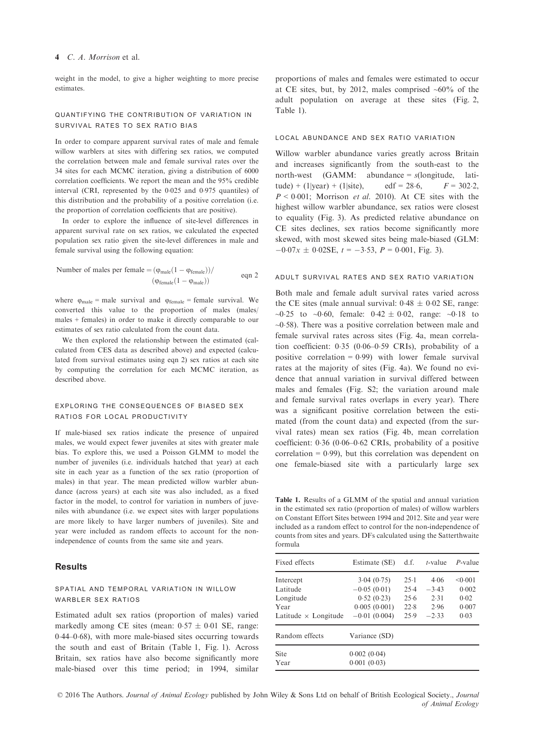weight in the model, to give a higher weighting to more precise estimates.

### QUANTIFYING THE CONTRIBUTION OF VARIATION IN SURVIVAL RATES TO SEX RATIO BIAS

In order to compare apparent survival rates of male and female willow warblers at sites with differing sex ratios, we computed the correlation between male and female survival rates over the 34 sites for each MCMC iteration, giving a distribution of 6000 correlation coefficients. We report the mean and the 95% credible interval (CRI, represented by the 0·025 and 0·975 quantiles) of this distribution and the probability of a positive correlation (i.e. the proportion of correlation coefficients that are positive).

In order to explore the influence of site-level differences in apparent survival rate on sex ratios, we calculated the expected population sex ratio given the site-level differences in male and female survival using the following equation:

$$\text{Number of males per female} = (\varphi_{\text{male}}(1 - \varphi_{\text{female}}))/(\varphi_{\text{female}}(1 - \varphi_{\text{male}})) \qquad \text{eqn 2}$$

where $\varphi_{\text{male}}$ = male survival and $\varphi_{\text{female}}$ = female survival. We converted this value to the proportion of males (males/males + females) in order to make it directly comparable to our estimates of sex ratio calculated from the count data.

We then explored the relationship between the estimated (calculated from CES data as described above) and expected (calculated from survival estimates using eqn 2) sex ratios at each site by computing the correlation for each MCMC iteration, as described above.

### EXPLORING THE CONSEQUENCES OF BIASED SEX RATIOS FOR LOCAL PRODUCTIVITY

If male-biased sex ratios indicate the presence of unpaired males, we would expect fewer juveniles at sites with greater male bias. To explore this, we used a Poisson GLMM to model the number of juveniles (i.e. individuals hatched that year) at each site in each year as a function of the sex ratio (proportion of males) in that year. The mean predicted willow warbler abundance (across years) at each site was also included, as a fixed factor in the model, to control for variation in numbers of juveniles with abundance (i.e. we expect sites with larger populations are more likely to have larger numbers of juveniles). Site and year were included as random effects to account for the non-independence of counts from the same site and years.

## Results

### SPATIAL AND TEMPORAL VARIATION IN WILLOW WARBLER SEX RATIOS

Estimated adult sex ratios (proportion of males) varied markedly among CE sites (mean: 0·57 ± 0·01 SE, range: 0·44–0·68), with more male-biased sites occurring towards the south and east of Britain (Table 1, Fig. 1). Across Britain, sex ratios have also become significantly more male-biased over this time period; in 1994, similar proportions of males and females were estimated to occur at CE sites, but, by 2012, males comprised ~60% of the adult population on average at these sites (Fig. 2, Table 1).

### LOCAL ABUNDANCE AND SEX RATIO VARIATION

Willow warbler abundance varies greatly across Britain and increases significantly from the south-east to the north-west (GAMM: abundance = $s$(longitude, latitude) + (1|year) + (1|site), edf = 28·6, $F = 302·2$, $P < 0·001$; Morrison *et al.* 2010). At CE sites with the highest willow warbler abundance, sex ratios were closest to equality (Fig. 3). As predicted relative abundance on CE sites declines, sex ratios become significantly more skewed, with most skewed sites being male-biased (GLM: $-0·07x \pm 0·02$SE, $t = -3·53$, $P = 0·001$, Fig. 3).

### ADULT SURVIVAL RATES AND SEX RATIO VARIATION

Both male and female adult survival rates varied across the CE sites (male annual survival: 0·48 ± 0·02 SE, range: ~0·25 to ~0·60, female: 0·42 ± 0·02, range: ~0·18 to ~0·58). There was a positive correlation between male and female survival rates across sites (Fig. 4a, mean correlation coefficient: 0·35 (0·06–0·59 CRIs), probability of a positive correlation = 0·99) with lower female survival rates at the majority of sites (Fig. 4a). We found no evidence that annual variation in survival differed between males and females (Fig. S2; the variation around male and female survival rates overlaps in every year). There was a significant positive correlation between the estimated (from the count data) and expected (from the survival rates) mean sex ratios (Fig. 4b, mean correlation coefficient: 0·36 (0·06–0·62 CRIs, probability of a positive correlation = 0·99), but this correlation was dependent on one female-biased site with a particularly large sex

**Table 1.** Results of a GLMM of the spatial and annual variation in the estimated sex ratio (proportion of males) of willow warblers on Constant Effort Sites between 1994 and 2012. Site and year were included as a random effect to control for the non-independence of counts from sites and years. DFs calculated using the Satterthwaite formula

| Fixed effects | Estimate (SE) | d.f. | $t$-value | $P$-value |
|---|---|---|---|---|
| Intercept | 3·04 (0·75) | 25·1 | 4·06 | <0·001 |
| Latitude | −0·05 (0·01) | 25·4 | −3·43 | 0·002 |
| Longitude | 0·52 (0·23) | 25·6 | 2·31 | 0·02 |
| Year | 0·005 (0·001) | 22·8 | 2·96 | 0·007 |
| Latitude × Longitude | −0·01 (0·004) | 25·9 | −2·33 | 0·03 |
| **Random effects** | **Variance (SD)** | | | |
| Site | 0·002 (0·04) | | | |
| Year | 0·001 (0·03) | | | |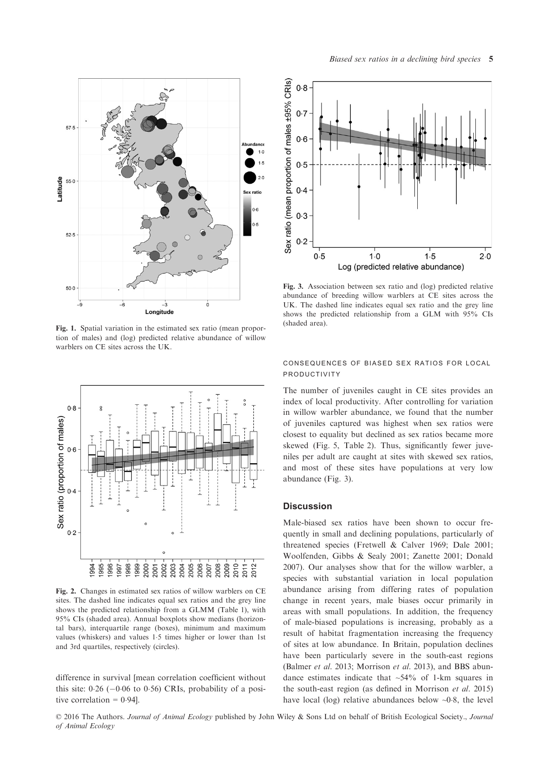Fig. 1. Spatial variation in the estimated sex ratio (mean proportion of males) and (log) predicted relative abundance of willow warblers on CE sites across the UK.

Fig. 2. Changes in estimated sex ratios of willow warblers on CE sites. The dashed line indicates equal sex ratios and the grey line shows the predicted relationship from a GLMM (Table 1), with 95% CIs (shaded area). Annual boxplots show medians (horizontal bars), interquartile range (boxes), minimum and maximum values (whiskers) and values 1·5 times higher or lower than 1st and 3rd quartiles, respectively (circles).

difference in survival [mean correlation coefficient without this site: 0·26 (−0·06 to 0·56) CRIs, probability of a positive correlation = 0·94].

Fig. 3. Association between sex ratio and (log) predicted relative abundance of breeding willow warblers at CE sites across the UK. The dashed line indicates equal sex ratio and the grey line shows the predicted relationship from a GLM with 95% CIs (shaded area).

### CONSEQUENCES OF BIASED SEX RATIOS FOR LOCAL PRODUCTIVITY

The number of juveniles caught in CE sites provides an index of local productivity. After controlling for variation in willow warbler abundance, we found that the number of juveniles captured was highest when sex ratios were closest to equality but declined as sex ratios became more skewed (Fig. 5, Table 2). Thus, significantly fewer juveniles per adult are caught at sites with skewed sex ratios, and most of these sites have populations at very low abundance (Fig. 3).

## Discussion

Male-biased sex ratios have been shown to occur frequently in small and declining populations, particularly of threatened species (Fretwell & Calver 1969; Dale 2001; Woolfenden, Gibbs & Sealy 2001; Zanette 2001; Donald 2007). Our analyses show that for the willow warbler, a species with substantial variation in local population abundance arising from differing rates of population change in recent years, male biases occur primarily in areas with small populations. In addition, the frequency of male-biased populations is increasing, probably as a result of habitat fragmentation increasing the frequency of sites at low abundance. In Britain, population declines have been particularly severe in the south-east regions (Balmer *et al.* 2013; Morrison *et al.* 2013), and BBS abundance estimates indicate that ~54% of 1-km squares in the south-east region (as defined in Morrison *et al.* 2015) have local (log) relative abundances below ~0·8, the level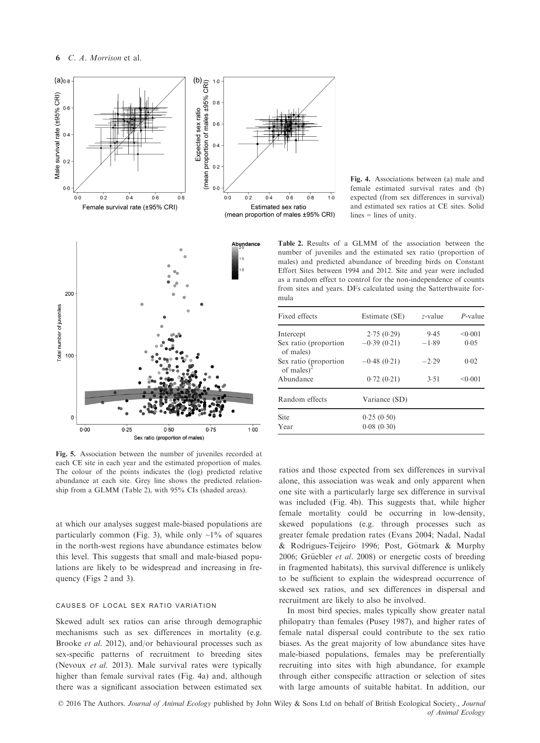Fig. 4. Associations between (a) male and female estimated survival rates and (b) expected (from sex differences in survival) and estimated sex ratios at CE sites. Solid lines = lines of unity.

Table 2. Results of a GLMM of the association between the number of juveniles and the estimated sex ratio (proportion of males) and predicted abundance of breeding birds on Constant Effort Sites between 1994 and 2012. Site and year were included as a random effect to control for the non-independence of counts from sites and years. DFs calculated using the Satterthwaite formula

| Fixed effects | Estimate (SE) | *z*-value | *P*-value |
|---|---|---|---|
| Intercept | 2·75 (0·29) | 9·45 | <0·001 |
| Sex ratio (proportion of males) | −0·39 (0·21) | −1·89 | 0·05 |
| Sex ratio (proportion of males)$^2$ | −0·48 (0·21) | −2·29 | 0·02 |
| Abundance | 0·72 (0·21) | 3·51 | <0·001 |
| **Random effects** | **Variance (SD)** | | |
| Site | 0·25 (0·50) | | |
| Year | 0·08 (0·30) | | |

Fig. 5. Association between the number of juveniles recorded at each CE site in each year and the estimated proportion of males. The colour of the points indicates the (log) predicted relative abundance at each site. Grey line shows the predicted relationship from a GLMM (Table 2), with 95% CIs (shaded areas).

at which our analyses suggest male-biased populations are particularly common (Fig. 3), while only ~1% of squares in the north-west regions have abundance estimates below this level. This suggests that small and male-biased populations are likely to be widespread and increasing in frequency (Figs 2 and 3).

### CAUSES OF LOCAL SEX RATIO VARIATION

Skewed adult sex ratios can arise through demographic mechanisms such as sex differences in mortality (e.g. Brooke *et al.* 2012), and/or behavioural processes such as sex-specific patterns of recruitment to breeding sites (Nevoux *et al.* 2013). Male survival rates were typically higher than female survival rates (Fig. 4a) and, although there was a significant association between estimated sex ratios and those expected from sex differences in survival alone, this association was weak and only apparent when one site with a particularly large sex difference in survival was included (Fig. 4b). This suggests that, while higher female mortality could be occurring in low-density, skewed populations (e.g. through processes such as greater female predation rates (Evans 2004; Nadal, Nadal & Rodrigues-Teijeiro 1996; Post, Götmark & Murphy 2006; Grüebler *et al.* 2008) or energetic costs of breeding in fragmented habitats), this survival difference is unlikely to be sufficient to explain the widespread occurrence of skewed sex ratios, and sex differences in dispersal and recruitment are likely to also be involved.

In most bird species, males typically show greater natal philopatry than females (Pusey 1987), and higher rates of female natal dispersal could contribute to the sex ratio biases. As the great majority of low abundance sites have male-biased populations, females may be preferentially recruiting into sites with high abundance, for example through either conspecific attraction or selection of sites with large amounts of suitable habitat. In addition, our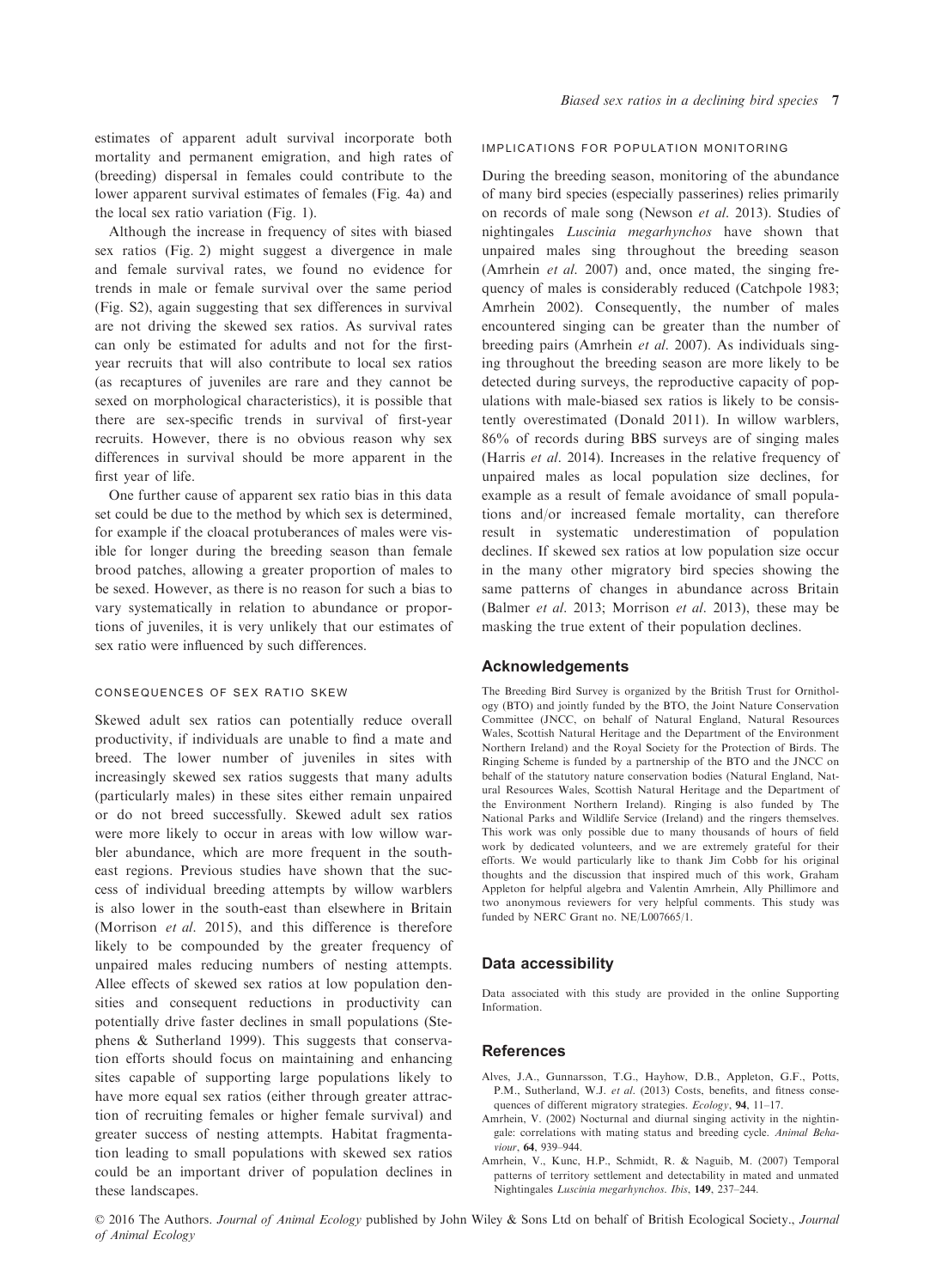estimates of apparent adult survival incorporate both mortality and permanent emigration, and high rates of (breeding) dispersal in females could contribute to the lower apparent survival estimates of females (Fig. 4a) and the local sex ratio variation (Fig. 1).

Although the increase in frequency of sites with biased sex ratios (Fig. 2) might suggest a divergence in male and female survival rates, we found no evidence for trends in male or female survival over the same period (Fig. S2), again suggesting that sex differences in survival are not driving the skewed sex ratios. As survival rates can only be estimated for adults and not for the first-year recruits that will also contribute to local sex ratios (as recaptures of juveniles are rare and they cannot be sexed on morphological characteristics), it is possible that there are sex-specific trends in survival of first-year recruits. However, there is no obvious reason why sex differences in survival should be more apparent in the first year of life.

One further cause of apparent sex ratio bias in this data set could be due to the method by which sex is determined, for example if the cloacal protuberances of males were visible for longer during the breeding season than female brood patches, allowing a greater proportion of males to be sexed. However, as there is no reason for such a bias to vary systematically in relation to abundance or proportions of juveniles, it is very unlikely that our estimates of sex ratio were influenced by such differences.

### CONSEQUENCES OF SEX RATIO SKEW

Skewed adult sex ratios can potentially reduce overall productivity, if individuals are unable to find a mate and breed. The lower number of juveniles in sites with increasingly skewed sex ratios suggests that many adults (particularly males) in these sites either remain unpaired or do not breed successfully. Skewed adult sex ratios were more likely to occur in areas with low willow warbler abundance, which are more frequent in the south-east regions. Previous studies have shown that the success of individual breeding attempts by willow warblers is also lower in the south-east than elsewhere in Britain (Morrison *et al.* 2015), and this difference is therefore likely to be compounded by the greater frequency of unpaired males reducing numbers of nesting attempts. Allee effects of skewed sex ratios at low population densities and consequent reductions in productivity can potentially drive faster declines in small populations (Stephens & Sutherland 1999). This suggests that conservation efforts should focus on maintaining and enhancing sites capable of supporting large populations likely to have more equal sex ratios (either through greater attraction of recruiting females or higher female survival) and greater success of nesting attempts. Habitat fragmentation leading to small populations with skewed sex ratios could be an important driver of population declines in these landscapes.

### IMPLICATIONS FOR POPULATION MONITORING

During the breeding season, monitoring of the abundance of many bird species (especially passerines) relies primarily on records of male song (Newson *et al.* 2013). Studies of nightingales *Luscinia megarhynchos* have shown that unpaired males sing throughout the breeding season (Amrhein *et al.* 2007) and, once mated, the singing frequency of males is considerably reduced (Catchpole 1983; Amrhein 2002). Consequently, the number of males encountered singing can be greater than the number of breeding pairs (Amrhein *et al.* 2007). As individuals singing throughout the breeding season are more likely to be detected during surveys, the reproductive capacity of populations with male-biased sex ratios is likely to be consistently overestimated (Donald 2011). In willow warblers, 86% of records during BBS surveys are of singing males (Harris *et al.* 2014). Increases in the relative frequency of unpaired males as local population size declines, for example as a result of female avoidance of small populations and/or increased female mortality, can therefore result in systematic underestimation of population declines. If skewed sex ratios at low population size occur in the many other migratory bird species showing the same patterns of changes in abundance across Britain (Balmer *et al.* 2013; Morrison *et al.* 2013), these may be masking the true extent of their population declines.

## Acknowledgements

The Breeding Bird Survey is organized by the British Trust for Ornithology (BTO) and jointly funded by the BTO, the Joint Nature Conservation Committee (JNCC, on behalf of Natural England, Natural Resources Wales, Scottish Natural Heritage and the Department of the Environment Northern Ireland) and the Royal Society for the Protection of Birds. The Ringing Scheme is funded by a partnership of the BTO and the JNCC on behalf of the statutory nature conservation bodies (Natural England, Natural Resources Wales, Scottish Natural Heritage and the Department of the Environment Northern Ireland). Ringing is also funded by The National Parks and Wildlife Service (Ireland) and the ringers themselves. This work was only possible due to many thousands of hours of field work by dedicated volunteers, and we are extremely grateful for their efforts. We would particularly like to thank Jim Cobb for his original thoughts and the discussion that inspired much of this work, Graham Appleton for helpful algebra and Valentin Amrhein, Ally Phillimore and two anonymous reviewers for very helpful comments. This study was funded by NERC Grant no. NE/L007665/1.

## Data accessibility

Data associated with this study are provided in the online Supporting Information.

## References

Alves, J.A., Gunnarsson, T.G., Hayhow, D.B., Appleton, G.F., Potts, P.M., Sutherland, W.J. *et al.* (2013) Costs, benefits, and fitness consequences of different migratory strategies. *Ecology*, **94**, 11–17.

Amrhein, V. (2002) Nocturnal and diurnal singing activity in the nightingale: correlations with mating status and breeding cycle. *Animal Behaviour*, **64**, 939–944.

Amrhein, V., Kunc, H.P., Schmidt, R. & Naguib, M. (2007) Temporal patterns of territory settlement and detectability in mated and unmated Nightingales *Luscinia megarhynchos*. *Ibis*, **149**, 237–244.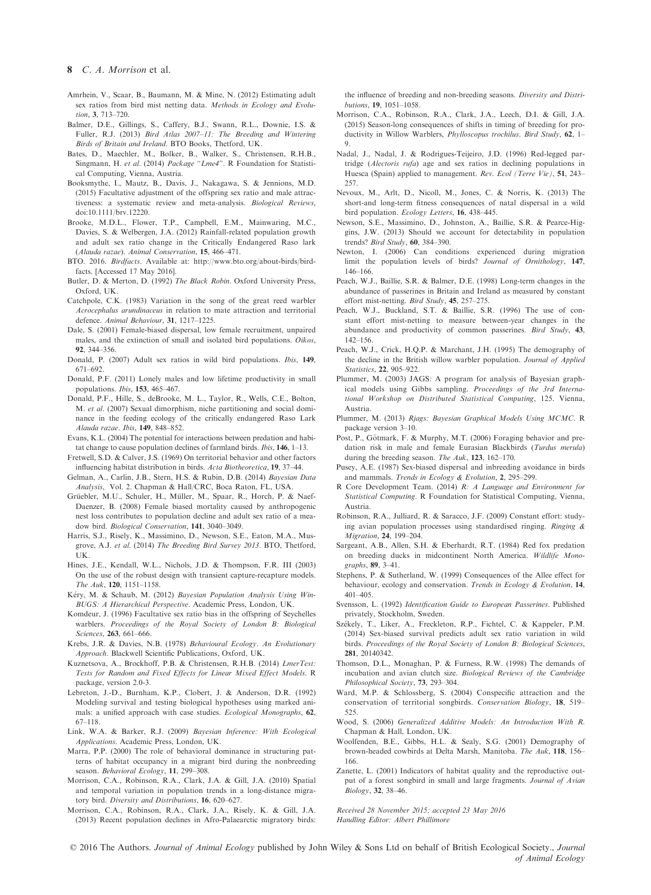Amrhein, V., Scaar, B., Baumann, M. & Mine, N. (2012) Estimating adult sex ratios from bird mist netting data. *Methods in Ecology and Evolution*, **3**, 713–720.

Balmer, D.E., Gillings, S., Caffery, B.J., Swann, R.L., Downie, I.S. & Fuller, R.J. (2013) *Bird Atlas 2007–11: The Breeding and Wintering Birds of Britain and Ireland*. BTO Books, Thetford, UK.

Bates, D., Maechler, M., Bolker, B., Walker, S., Christensen, R.H.B., Singmann, H. *et al*. (2014) *Package "Lme4"*. R Foundation for Statistical Computing, Vienna, Austria.

Booksmythe, I., Mautz, B., Davis, J., Nakagawa, S. & Jennions, M.D. (2015) Facultative adjustment of the offspring sex ratio and male attractiveness: a systematic review and meta-analysis. *Biological Reviews*, doi:10.1111/brv.12220.

Brooke, M.D.L., Flower, T.P., Campbell, E.M., Mainwaring, M.C., Davies, S. & Welbergen, J.A. (2012) Rainfall-related population growth and adult sex ratio change in the Critically Endangered Raso lark (*Alauda razae*). *Animal Conservation*, **15**, 466–471.

BTO. 2016. *Birdfacts*. Available at: http://www.bto.org/about-birds/birdfacts. [Accessed 17 May 2016].

Butler, D. & Merton, D. (1992) *The Black Robin*. Oxford University Press, Oxford, UK.

Catchpole, C.K. (1983) Variation in the song of the great reed warbler *Acrocephalus arundinaceus* in relation to mate attraction and territorial defence. *Animal Behaviour*, **31**, 1217–1225.

Dale, S. (2001) Female-biased dispersal, low female recruitment, unpaired males, and the extinction of small and isolated bird populations. *Oikos*, **92**, 344–356.

Donald, P. (2007) Adult sex ratios in wild bird populations. *Ibis*, **149**, 671–692.

Donald, P.F. (2011) Lonely males and low lifetime productivity in small populations. *Ibis*, **153**, 465–467.

Donald, P.F., Hille, S., deBrooke, M. L., Taylor, R., Wells, C.E., Bolton, M. *et al*. (2007) Sexual dimorphism, niche partitioning and social dominance in the feeding ecology of the critically endangered Raso Lark *Alauda razae*. *Ibis*, **149**, 848–852.

Evans, K.L. (2004) The potential for interactions between predation and habitat change to cause population declines of farmland birds. *Ibis*, **146**, 1–13.

Fretwell, S.D. & Calver, J.S. (1969) On territorial behavior and other factors influencing habitat distribution in birds. *Acta Biotheoretica*, **19**, 37–44.

Gelman, A., Carlin, J.B., Stern, H.S. & Rubin, D.B. (2014) *Bayesian Data Analysis*, Vol. 2. Chapman & Hall/CRC, Boca Raton, FL, USA.

Grüebler, M.U., Schuler, H., Müller, M., Spaar, R., Horch, P. & Naef-Daenzer, B. (2008) Female biased mortality caused by anthropogenic nest loss contributes to population decline and adult sex ratio of a meadow bird. *Biological Conservation*, **141**, 3040–3049.

Harris, S.J., Risely, K., Massimino, D., Newson, S.E., Eaton, M.A., Musgrove, A.J. *et al*. (2014) *The Breeding Bird Survey 2013*. BTO, Thetford, UK.

Hines, J.E., Kendall, W.L., Nichols, J.D. & Thompson, F.R. III (2003) On the use of the robust design with transient capture-recapture models. *The Auk*, **120**, 1151–1158.

Kéry, M. & Schaub, M. (2012) *Bayesian Population Analysis Using WinBUGS: A Hierarchical Perspective*. Academic Press, London, UK.

Komdeur, J. (1996) Facultative sex ratio bias in the offspring of Seychelles warblers. *Proceedings of the Royal Society of London B: Biological Sciences*, **263**, 661–666.

Krebs, J.R. & Davies, N.B. (1978) *Behavioural Ecology. An Evolutionary Approach*. Blackwell Scientific Publications, Oxford, UK.

Kuznetsova, A., Brockhoff, P.B. & Christensen, R.H.B. (2014) *LmerTest: Tests for Random and Fixed Effects for Linear Mixed Effect Models*. R package, version 2.0-3.

Lebreton, J.-D., Burnham, K.P., Clobert, J. & Anderson, D.R. (1992) Modeling survival and testing biological hypotheses using marked animals: a unified approach with case studies. *Ecological Monographs*, **62**, 67–118.

Link, W.A. & Barker, R.J. (2009) *Bayesian Inference: With Ecological Applications*. Academic Press, London, UK.

Marra, P.P. (2000) The role of behavioral dominance in structuring patterns of habitat occupancy in a migrant bird during the nonbreeding season. *Behavioral Ecology*, **11**, 299–308.

Morrison, C.A., Robinson, R.A., Clark, J.A. & Gill, J.A. (2010) Spatial and temporal variation in population trends in a long-distance migratory bird. *Diversity and Distributions*, **16**, 620–627.

Morrison, C.A., Robinson, R.A., Clark, J.A., Risely, K. & Gill, J.A. (2013) Recent population declines in Afro-Palaearctic migratory birds: the influence of breeding and non-breeding seasons. *Diversity and Distributions*, **19**, 1051–1058.

Morrison, C.A., Robinson, R.A., Clark, J.A., Leech, D.I. & Gill, J.A. (2015) Season-long consequences of shifts in timing of breeding for productivity in Willow Warblers, *Phylloscopus trochilus*. *Bird Study*, **62**, 1–9.

Nadal, J., Nadal, J. & Rodrigues-Teijeiro, J.D. (1996) Red-legged partridge (*Alectoris rufa*) age and sex ratios in declining populations in Huesca (Spain) applied to management. *Rev. Ecol (Terre Vie)*, **51**, 243–257.

Nevoux, M., Arlt, D., Nicoll, M., Jones, C. & Norris, K. (2013) The short-and long-term fitness consequences of natal dispersal in a wild bird population. *Ecology Letters*, **16**, 438–445.

Newson, S.E., Massimino, D., Johnston, A., Baillie, S.R. & Pearce-Higgins, J.W. (2013) Should we account for detectability in population trends? *Bird Study*, **60**, 384–390.

Newton, I. (2006) Can conditions experienced during migration limit the population levels of birds? *Journal of Ornithology*, **147**, 146–166.

Peach, W.J., Baillie, S.R. & Balmer, D.E. (1998) Long-term changes in the abundance of passerines in Britain and Ireland as measured by constant effort mist-netting. *Bird Study*, **45**, 257–275.

Peach, W.J., Buckland, S.T. & Baillie, S.R. (1996) The use of constant effort mist-netting to measure between-year changes in the abundance and productivity of common passerines. *Bird Study*, **43**, 142–156.

Peach, W.J., Crick, H.Q.P. & Marchant, J.H. (1995) The demography of the decline in the British willow warbler population. *Journal of Applied Statistics*, **22**, 905–922.

Plummer, M. (2003) JAGS: A program for analysis of Bayesian graphical models using Gibbs sampling. *Proceedings of the 3rd International Workshop on Distributed Statistical Computing*, 125. Vienna, Austria.

Plummer, M. (2013) *Rjags: Bayesian Graphical Models Using MCMC*. R package version 3–10.

Post, P., Götmark, F. & Murphy, M.T. (2006) Foraging behavior and predation risk in male and female Eurasian Blackbirds (*Turdus merula*) during the breeding season. *The Auk*, **123**, 162–170.

Pusey, A.E. (1987) Sex-biased dispersal and inbreeding avoidance in birds and mammals. *Trends in Ecology & Evolution*, **2**, 295–299.

R Core Development Team. (2014) *R: A Language and Environment for Statistical Computing*. R Foundation for Statistical Computing, Vienna, Austria.

Robinson, R.A., Julliard, R. & Saracco, J.F. (2009) Constant effort: studying avian population processes using standardised ringing. *Ringing & Migration*, **24**, 199–204.

Sargeant, A.B., Allen, S.H. & Eberhardt, R.T. (1984) Red fox predation on breeding ducks in midcontinent North America. *Wildlife Monographs*, **89**, 3–41.

Stephens, P. & Sutherland, W. (1999) Consequences of the Allee effect for behaviour, ecology and conservation. *Trends in Ecology & Evolution*, **14**, 401–405.

Svensson, L. (1992) *Identification Guide to European Passerines*. Published privately, Stockholm, Sweden.

Székely, T., Liker, A., Freckleton, R.P., Fichtel, C. & Kappeler, P.M. (2014) Sex-biased survival predicts adult sex ratio variation in wild birds. *Proceedings of the Royal Society of London B: Biological Sciences*, **281**, 20140342.

Thomson, D.L., Monaghan, P. & Furness, R.W. (1998) The demands of incubation and avian clutch size. *Biological Reviews of the Cambridge Philosophical Society*, **73**, 293–304.

Ward, M.P. & Schlossberg, S. (2004) Conspecific attraction and the conservation of territorial songbirds. *Conservation Biology*, **18**, 519–525.

Wood, S. (2006) *Generalized Additive Models: An Introduction With R*. Chapman & Hall, London, UK.

Woolfenden, B.E., Gibbs, H.L. & Sealy, S.G. (2001) Demography of brown-headed cowbirds at Delta Marsh, Manitoba. *The Auk*, **118**, 156–166.

Zanette, L. (2001) Indicators of habitat quality and the reproductive output of a forest songbird in small and large fragments. *Journal of Avian Biology*, **32**, 38–46.

*Received 28 November 2015; accepted 23 May 2016*
*Handling Editor: Albert Phillimore*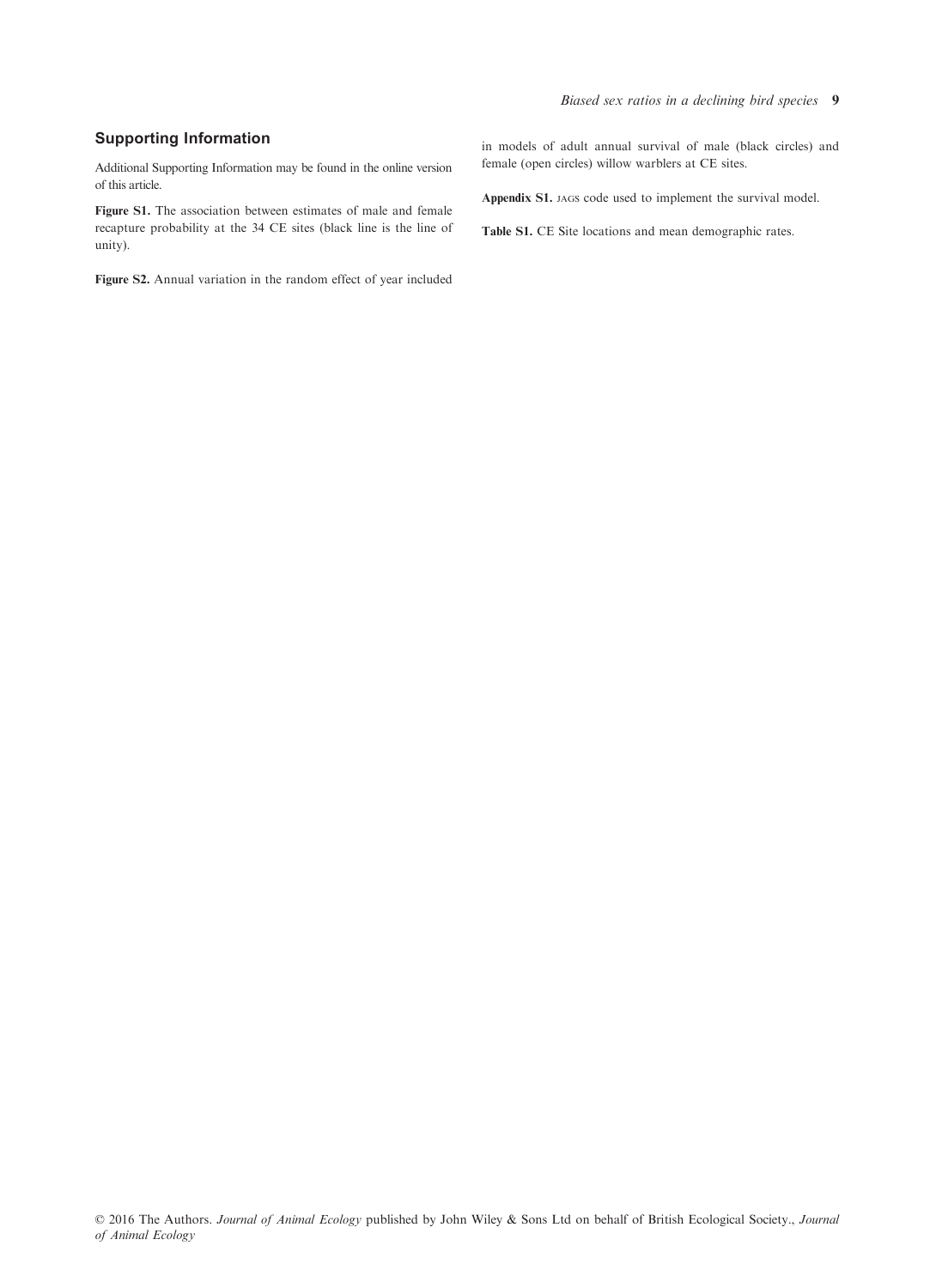## Supporting Information

Additional Supporting Information may be found in the online version of this article.

**Figure S1.** The association between estimates of male and female recapture probability at the 34 CE sites (black line is the line of unity).

**Figure S2.** Annual variation in the random effect of year included in models of adult annual survival of male (black circles) and female (open circles) willow warblers at CE sites.

**Appendix S1.** JAGS code used to implement the survival model.

**Table S1.** CE Site locations and mean demographic rates.